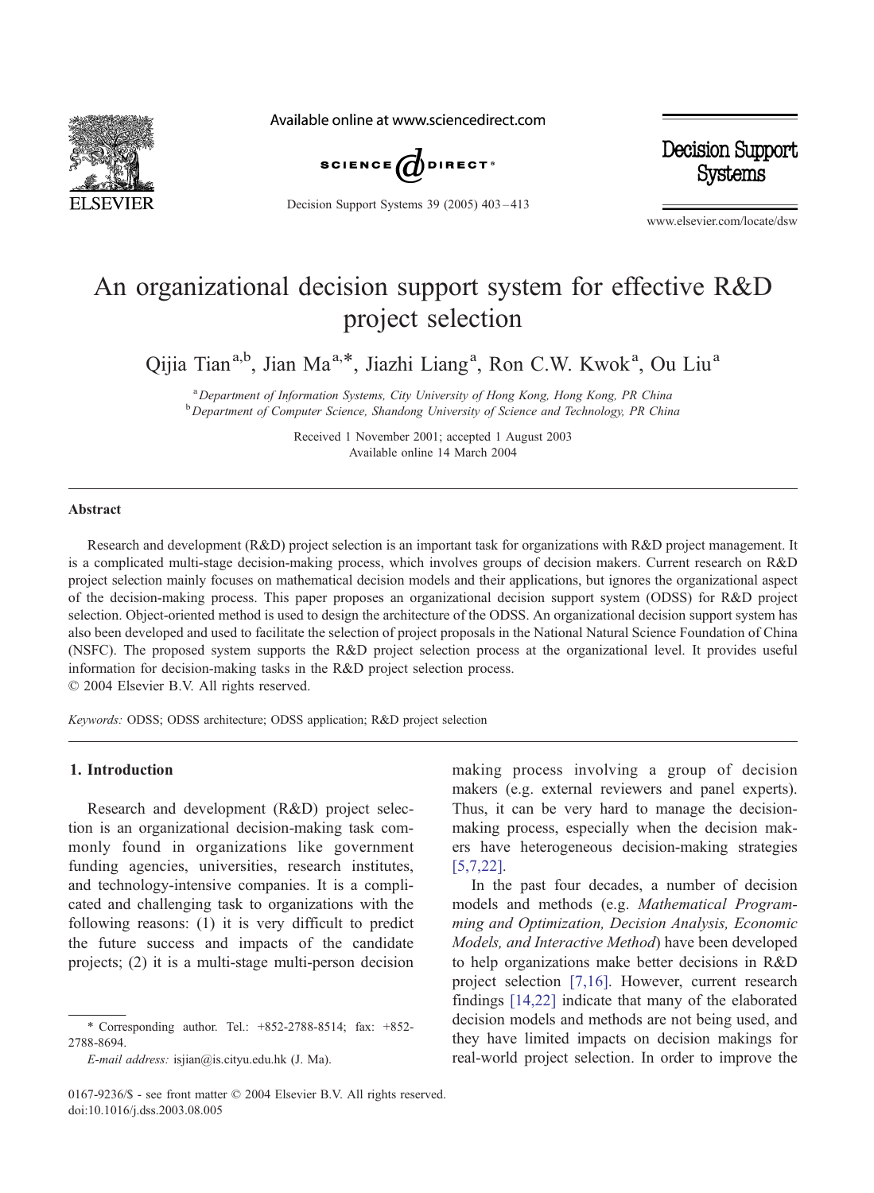# An organizational decision support system for effective R&D project selection

Qijia Tian[a,b], Jian Ma[a,*], Jiazhi Liang[a], Ron C.W. Kwok[a], Ou Liu[a]

[a] *Department of Information Systems, City University of Hong Kong, Hong Kong, PR China*
[b] *Department of Computer Science, Shandong University of Science and Technology, PR China*

Received 1 November 2001; accepted 1 August 2003
Available online 14 March 2004

## Abstract

Research and development (R&D) project selection is an important task for organizations with R&D project management. It is a complicated multi-stage decision-making process, which involves groups of decision makers. Current research on R&D project selection mainly focuses on mathematical decision models and their applications, but ignores the organizational aspect of the decision-making process. This paper proposes an organizational decision support system (ODSS) for R&D project selection. Object-oriented method is used to design the architecture of the ODSS. An organizational decision support system has also been developed and used to facilitate the selection of project proposals in the National Natural Science Foundation of China (NSFC). The proposed system supports the R&D project selection process at the organizational level. It provides useful information for decision-making tasks in the R&D project selection process.
© 2004 Elsevier B.V. All rights reserved.

*Keywords:* ODSS; ODSS architecture; ODSS application; R&D project selection

## 1. Introduction

Research and development (R&D) project selection is an organizational decision-making task commonly found in organizations like government funding agencies, universities, research institutes, and technology-intensive companies. It is a complicated and challenging task to organizations with the following reasons: (1) it is very difficult to predict the future success and impacts of the candidate projects; (2) it is a multi-stage multi-person decision making process involving a group of decision makers (e.g. external reviewers and panel experts). Thus, it can be very hard to manage the decision-making process, especially when the decision makers have heterogeneous decision-making strategies [5,7,22].

In the past four decades, a number of decision models and methods (e.g. *Mathematical Programming and Optimization, Decision Analysis, Economic Models, and Interactive Method*) have been developed to help organizations make better decisions in R&D project selection [7,16]. However, current research findings [14,22] indicate that many of the elaborated decision models and methods are not being used, and they have limited impacts on decision makings for real-world project selection. In order to improve the

\* Corresponding author. Tel.: +852-2788-8514; fax: +852-2788-8694.
*E-mail address:* isjian@is.cityu.edu.hk (J. Ma).

0167-9236/$ - see front matter © 2004 Elsevier B.V. All rights reserved.
doi:10.1016/j.dss.2003.08.005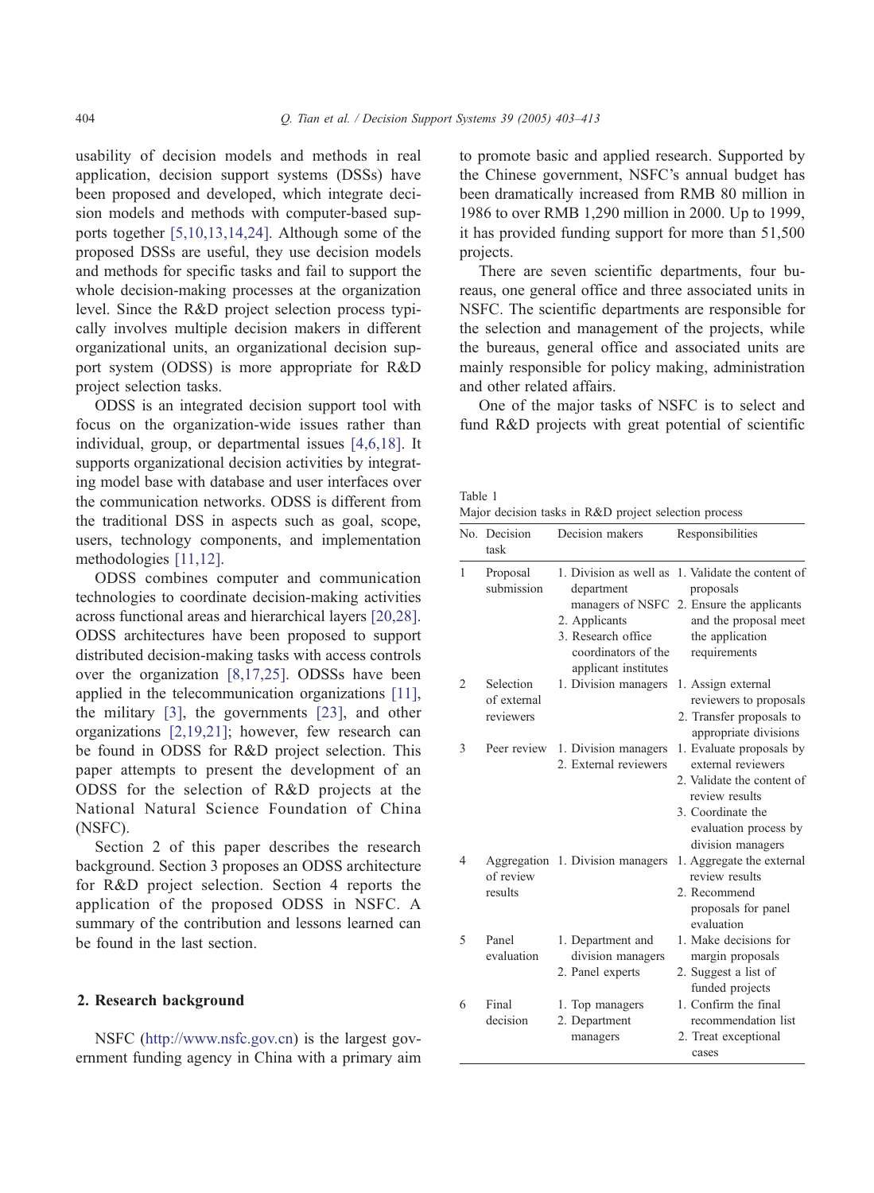usability of decision models and methods in real application, decision support systems (DSSs) have been proposed and developed, which integrate decision models and methods with computer-based supports together [5,10,13,14,24]. Although some of the proposed DSSs are useful, they use decision models and methods for specific tasks and fail to support the whole decision-making processes at the organization level. Since the R&D project selection process typically involves multiple decision makers in different organizational units, an organizational decision support system (ODSS) is more appropriate for R&D project selection tasks.

ODSS is an integrated decision support tool with focus on the organization-wide issues rather than individual, group, or departmental issues [4,6,18]. It supports organizational decision activities by integrating model base with database and user interfaces over the communication networks. ODSS is different from the traditional DSS in aspects such as goal, scope, users, technology components, and implementation methodologies [11,12].

ODSS combines computer and communication technologies to coordinate decision-making activities across functional areas and hierarchical layers [20,28]. ODSS architectures have been proposed to support distributed decision-making tasks with access controls over the organization [8,17,25]. ODSSs have been applied in the telecommunication organizations [11], the military [3], the governments [23], and other organizations [2,19,21]; however, few research can be found in ODSS for R&D project selection. This paper attempts to present the development of an ODSS for the selection of R&D projects at the National Natural Science Foundation of China (NSFC).

Section 2 of this paper describes the research background. Section 3 proposes an ODSS architecture for R&D project selection. Section 4 reports the application of the proposed ODSS in NSFC. A summary of the contribution and lessons learned can be found in the last section.

## 2. Research background

NSFC (http://www.nsfc.gov.cn) is the largest government funding agency in China with a primary aim to promote basic and applied research. Supported by the Chinese government, NSFC's annual budget has been dramatically increased from RMB 80 million in 1986 to over RMB 1,290 million in 2000. Up to 1999, it has provided funding support for more than 51,500 projects.

There are seven scientific departments, four bureaus, one general office and three associated units in NSFC. The scientific departments are responsible for the selection and management of the projects, while the bureaus, general office and associated units are mainly responsible for policy making, administration and other related affairs.

One of the major tasks of NSFC is to select and fund R&D projects with great potential of scientific

Table 1
Major decision tasks in R&D project selection process

| No. | Decision task | Decision makers | Responsibilities |
|---|---|---|---|
| 1 | Proposal submission | 1. Division as well as department managers of NSFC<br>2. Applicants<br>3. Research office coordinators of the applicant institutes | 1. Validate the content of proposals<br>2. Ensure the applicants and the proposal meet the application requirements |
| 2 | Selection of external reviewers | 1. Division managers | 1. Assign external reviewers to proposals<br>2. Transfer proposals to appropriate divisions |
| 3 | Peer review | 1. Division managers<br>2. External reviewers | 1. Evaluate proposals by external reviewers<br>2. Validate the content of review results<br>3. Coordinate the evaluation process by division managers |
| 4 | Aggregation of review results | 1. Division managers | 1. Aggregate the external review results<br>2. Recommend proposals for panel evaluation |
| 5 | Panel evaluation | 1. Department and division managers<br>2. Panel experts | 1. Make decisions for margin proposals<br>2. Suggest a list of funded projects |
| 6 | Final decision | 1. Top managers<br>2. Department managers | 1. Confirm the final recommendation list<br>2. Treat exceptional cases |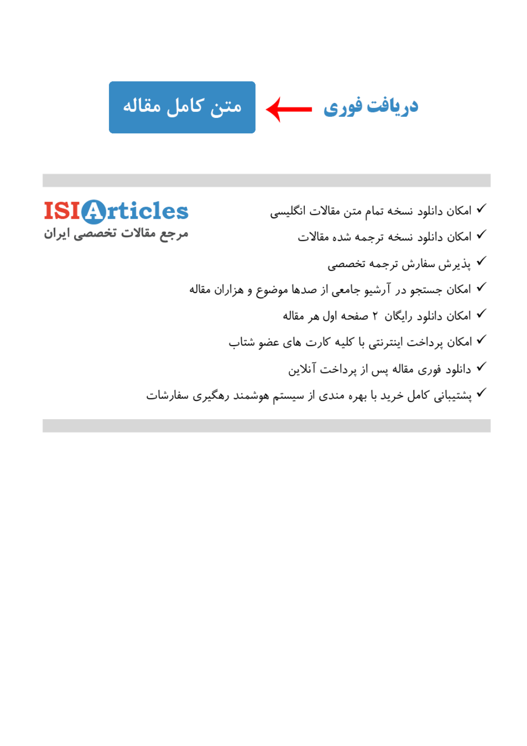**دریافت فوری** ← **متن کامل مقاله**

**ISIArticles**
مرجع مقالات تخصصی ایران

- ✓ امکان دانلود نسخه تمام متن مقالات انگلیسی
- ✓ امکان دانلود نسخه ترجمه شده مقالات
- ✓ پذیرش سفارش ترجمه تخصصی
- ✓ امکان جستجو در آرشیو جامعی از صدها موضوع و هزاران مقاله
- ✓ امکان دانلود رایگان ۲ صفحه اول هر مقاله
- ✓ امکان پرداخت اینترنتی با کلیه کارت های عضو شتاب
- ✓ دانلود فوری مقاله پس از پرداخت آنلاین
- ✓ پشتیبانی کامل خرید با بهره مندی از سیستم هوشمند رهگیری سفارشات